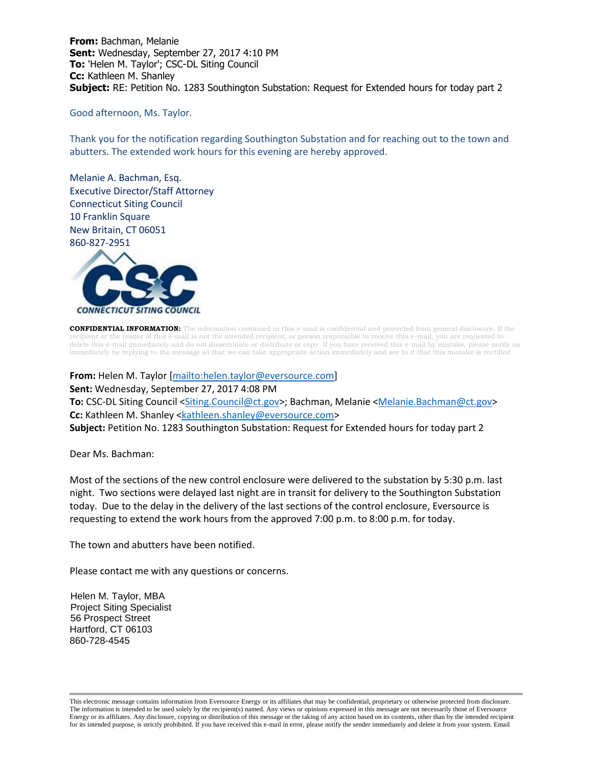**From:** Bachman, Melanie
**Sent:** Wednesday, September 27, 2017 4:10 PM
**To:** 'Helen M. Taylor'; CSC-DL Siting Council
**Cc:** Kathleen M. Shanley
**Subject:** RE: Petition No. 1283 Southington Substation: Request for Extended hours for today part 2

Good afternoon, Ms. Taylor.

Thank you for the notification regarding Southington Substation and for reaching out to the town and abutters. The extended work hours for this evening are hereby approved.

Melanie A. Bachman, Esq.
Executive Director/Staff Attorney
Connecticut Siting Council
10 Franklin Square
New Britain, CT 06051
860-827-2951

CONNECTICUT SITING COUNCIL

**CONFIDENTIAL INFORMATION:** The information contained in this e-mail is confidential and protected from general disclosure. If the recipient or the reader of this e-mail is not the intended recipient, or person responsible to receive this e-mail, you are requested to delete this e-mail immediately and do not disseminate or distribute or copy. If you have received this e-mail by mistake, please notify us immediately by replying to the message so that we can take appropriate action immediately and see to it that this mistake is rectified.

**From:** Helen M. Taylor [mailto:helen.taylor@eversource.com]
**Sent:** Wednesday, September 27, 2017 4:08 PM
**To:** CSC-DL Siting Council <Siting.Council@ct.gov>; Bachman, Melanie <Melanie.Bachman@ct.gov>
**Cc:** Kathleen M. Shanley <kathleen.shanley@eversource.com>
**Subject:** Petition No. 1283 Southington Substation: Request for Extended hours for today part 2

Dear Ms. Bachman:

Most of the sections of the new control enclosure were delivered to the substation by 5:30 p.m. last night. Two sections were delayed last night are in transit for delivery to the Southington Substation today. Due to the delay in the delivery of the last sections of the control enclosure, Eversource is requesting to extend the work hours from the approved 7:00 p.m. to 8:00 p.m. for today.

The town and abutters have been notified.

Please contact me with any questions or concerns.

Helen M. Taylor, MBA
Project Siting Specialist
56 Prospect Street
Hartford, CT 06103
860-728-4545

This electronic message contains information from Eversource Energy or its affiliates that may be confidential, proprietary or otherwise protected from disclosure. The information is intended to be used solely by the recipient(s) named. Any views or opinions expressed in this message are not necessarily those of Eversource Energy or its affiliates. Any disclosure, copying or distribution of this message or the taking of any action based on its contents, other than by the intended recipient for its intended purpose, is strictly prohibited. If you have received this e-mail in error, please notify the sender immediately and delete it from your system. Email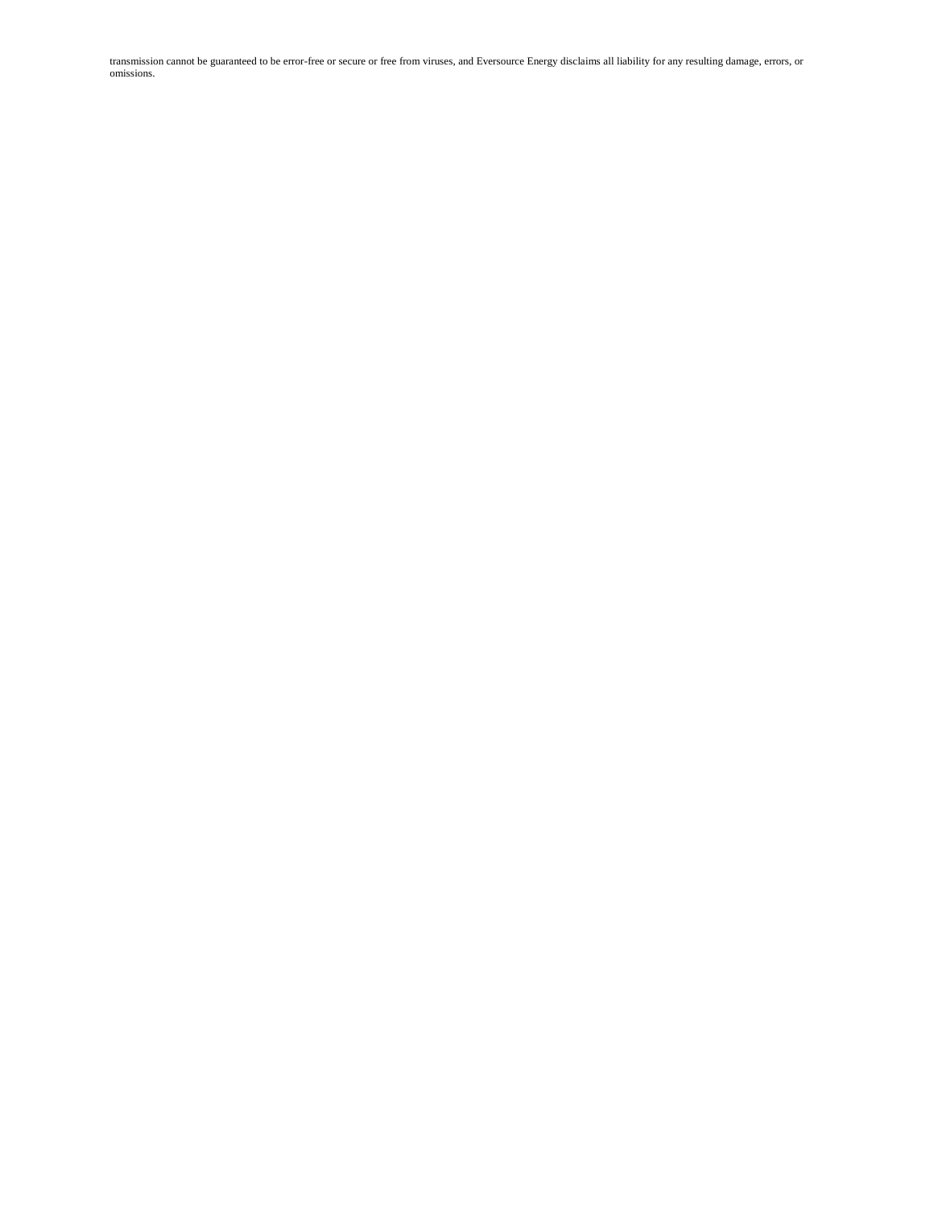transmission cannot be guaranteed to be error-free or secure or free from viruses, and Eversource Energy disclaims all liability for any resulting damage, errors, or omissions.